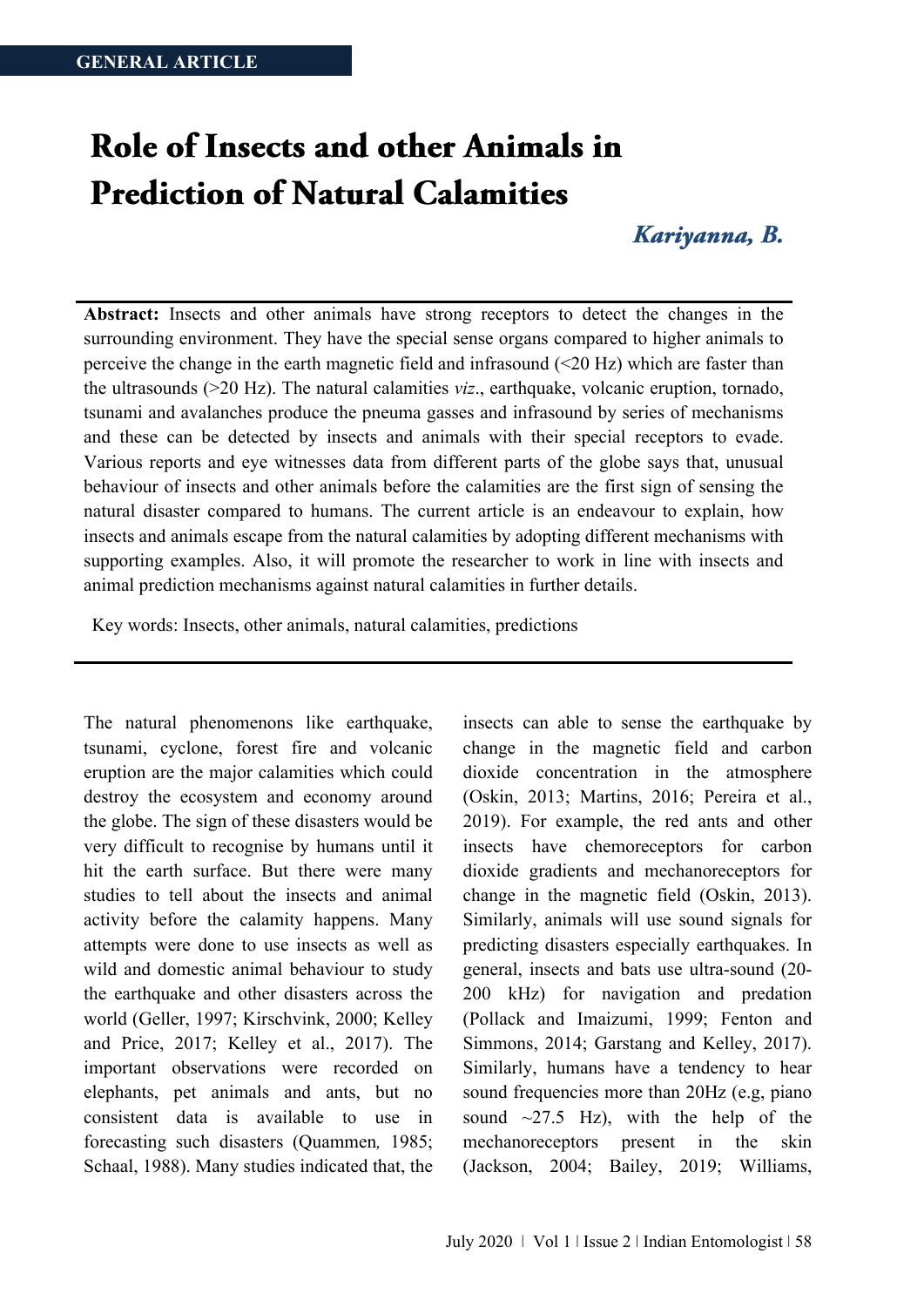GENERAL ARTICLE

# Role of Insects and other Animals in Prediction of Natural Calamities

***Kariyanna, B.***

**Abstract:** Insects and other animals have strong receptors to detect the changes in the surrounding environment. They have the special sense organs compared to higher animals to perceive the change in the earth magnetic field and infrasound (<20 Hz) which are faster than the ultrasounds (>20 Hz). The natural calamities *viz*., earthquake, volcanic eruption, tornado, tsunami and avalanches produce the pneuma gasses and infrasound by series of mechanisms and these can be detected by insects and animals with their special receptors to evade. Various reports and eye witnesses data from different parts of the globe says that, unusual behaviour of insects and other animals before the calamities are the first sign of sensing the natural disaster compared to humans. The current article is an endeavour to explain, how insects and animals escape from the natural calamities by adopting different mechanisms with supporting examples. Also, it will promote the researcher to work in line with insects and animal prediction mechanisms against natural calamities in further details.

Key words: Insects, other animals, natural calamities, predictions

The natural phenomenons like earthquake, tsunami, cyclone, forest fire and volcanic eruption are the major calamities which could destroy the ecosystem and economy around the globe. The sign of these disasters would be very difficult to recognise by humans until it hit the earth surface. But there were many studies to tell about the insects and animal activity before the calamity happens. Many attempts were done to use insects as well as wild and domestic animal behaviour to study the earthquake and other disasters across the world (Geller, 1997; Kirschvink, 2000; Kelley and Price, 2017; Kelley et al., 2017). The important observations were recorded on elephants, pet animals and ants, but no consistent data is available to use in forecasting such disasters (Quammen*,* 1985; Schaal, 1988). Many studies indicated that, the insects can able to sense the earthquake by change in the magnetic field and carbon dioxide concentration in the atmosphere (Oskin, 2013; Martins, 2016; Pereira et al., 2019). For example, the red ants and other insects have chemoreceptors for carbon dioxide gradients and mechanoreceptors for change in the magnetic field (Oskin, 2013). Similarly, animals will use sound signals for predicting disasters especially earthquakes. In general, insects and bats use ultra-sound (20-200 kHz) for navigation and predation (Pollack and Imaizumi, 1999; Fenton and Simmons, 2014; Garstang and Kelley, 2017). Similarly, humans have a tendency to hear sound frequencies more than 20Hz (e.g, piano sound ~27.5 Hz), with the help of the mechanoreceptors present in the skin (Jackson, 2004; Bailey, 2019; Williams,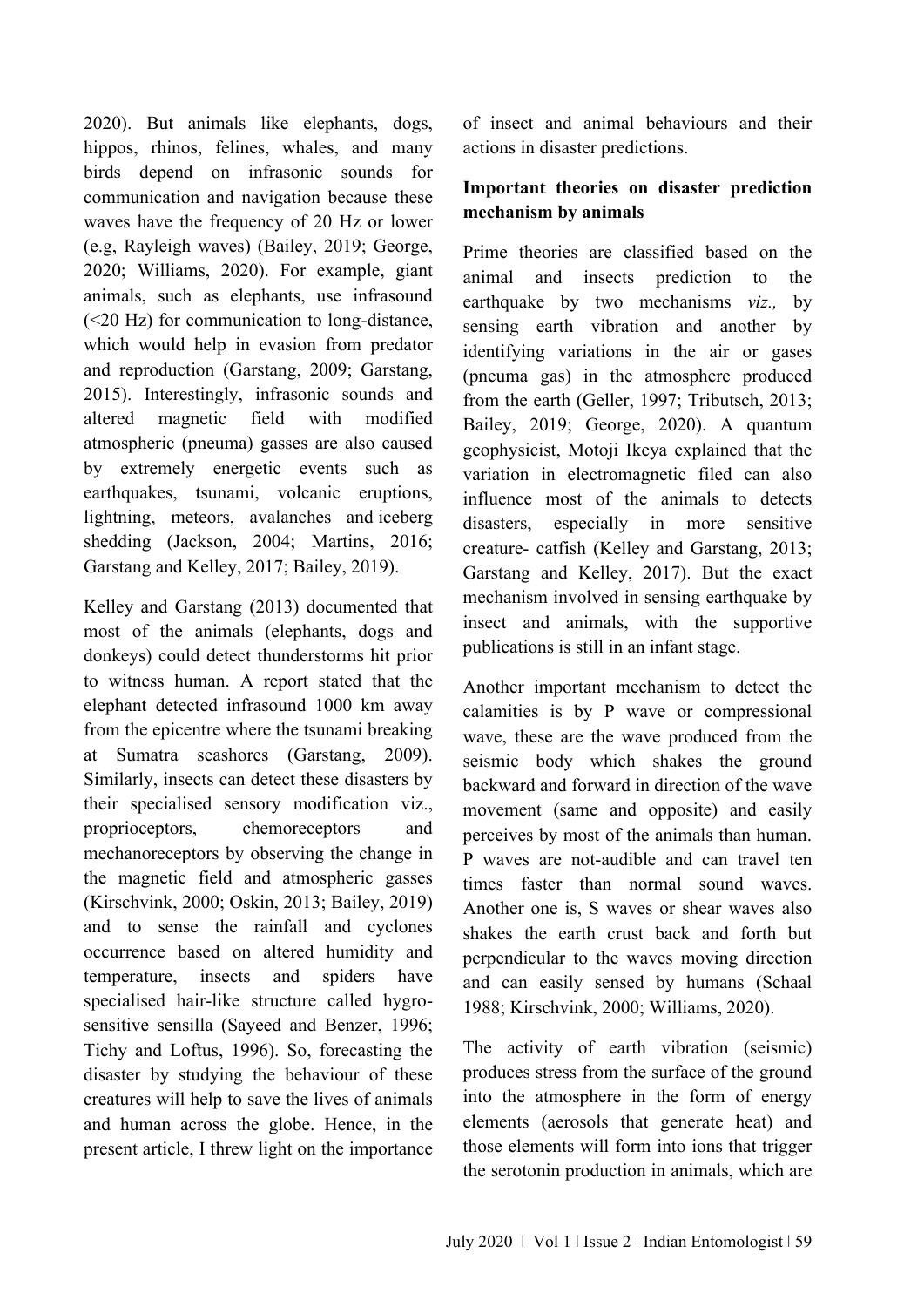2020). But animals like elephants, dogs, hippos, rhinos, felines, whales, and many birds depend on infrasonic sounds for communication and navigation because these waves have the frequency of 20 Hz or lower (e.g, Rayleigh waves) (Bailey, 2019; George, 2020; Williams, 2020). For example, giant animals, such as elephants, use infrasound (<20 Hz) for communication to long-distance, which would help in evasion from predator and reproduction (Garstang, 2009; Garstang, 2015). Interestingly, infrasonic sounds and altered magnetic field with modified atmospheric (pneuma) gasses are also caused by extremely energetic events such as earthquakes, tsunami, volcanic eruptions, lightning, meteors, avalanches and iceberg shedding (Jackson, 2004; Martins, 2016; Garstang and Kelley, 2017; Bailey, 2019).

Kelley and Garstang (2013) documented that most of the animals (elephants, dogs and donkeys) could detect thunderstorms hit prior to witness human. A report stated that the elephant detected infrasound 1000 km away from the epicentre where the tsunami breaking at Sumatra seashores (Garstang, 2009). Similarly, insects can detect these disasters by their specialised sensory modification viz., proprioceptors, chemoreceptors and mechanoreceptors by observing the change in the magnetic field and atmospheric gasses (Kirschvink, 2000; Oskin, 2013; Bailey, 2019) and to sense the rainfall and cyclones occurrence based on altered humidity and temperature, insects and spiders have specialised hair-like structure called hygro-sensitive sensilla (Sayeed and Benzer, 1996; Tichy and Loftus, 1996). So, forecasting the disaster by studying the behaviour of these creatures will help to save the lives of animals and human across the globe. Hence, in the present article, I threw light on the importance of insect and animal behaviours and their actions in disaster predictions.

## Important theories on disaster prediction mechanism by animals

Prime theories are classified based on the animal and insects prediction to the earthquake by two mechanisms *viz.,* by sensing earth vibration and another by identifying variations in the air or gases (pneuma gas) in the atmosphere produced from the earth (Geller, 1997; Tributsch, 2013; Bailey, 2019; George, 2020). A quantum geophysicist, Motoji Ikeya explained that the variation in electromagnetic filed can also influence most of the animals to detects disasters, especially in more sensitive creature- catfish (Kelley and Garstang, 2013; Garstang and Kelley, 2017). But the exact mechanism involved in sensing earthquake by insect and animals, with the supportive publications is still in an infant stage.

Another important mechanism to detect the calamities is by P wave or compressional wave, these are the wave produced from the seismic body which shakes the ground backward and forward in direction of the wave movement (same and opposite) and easily perceives by most of the animals than human. P waves are not-audible and can travel ten times faster than normal sound waves. Another one is, S waves or shear waves also shakes the earth crust back and forth but perpendicular to the waves moving direction and can easily sensed by humans (Schaal 1988; Kirschvink, 2000; Williams, 2020).

The activity of earth vibration (seismic) produces stress from the surface of the ground into the atmosphere in the form of energy elements (aerosols that generate heat) and those elements will form into ions that trigger the serotonin production in animals, which are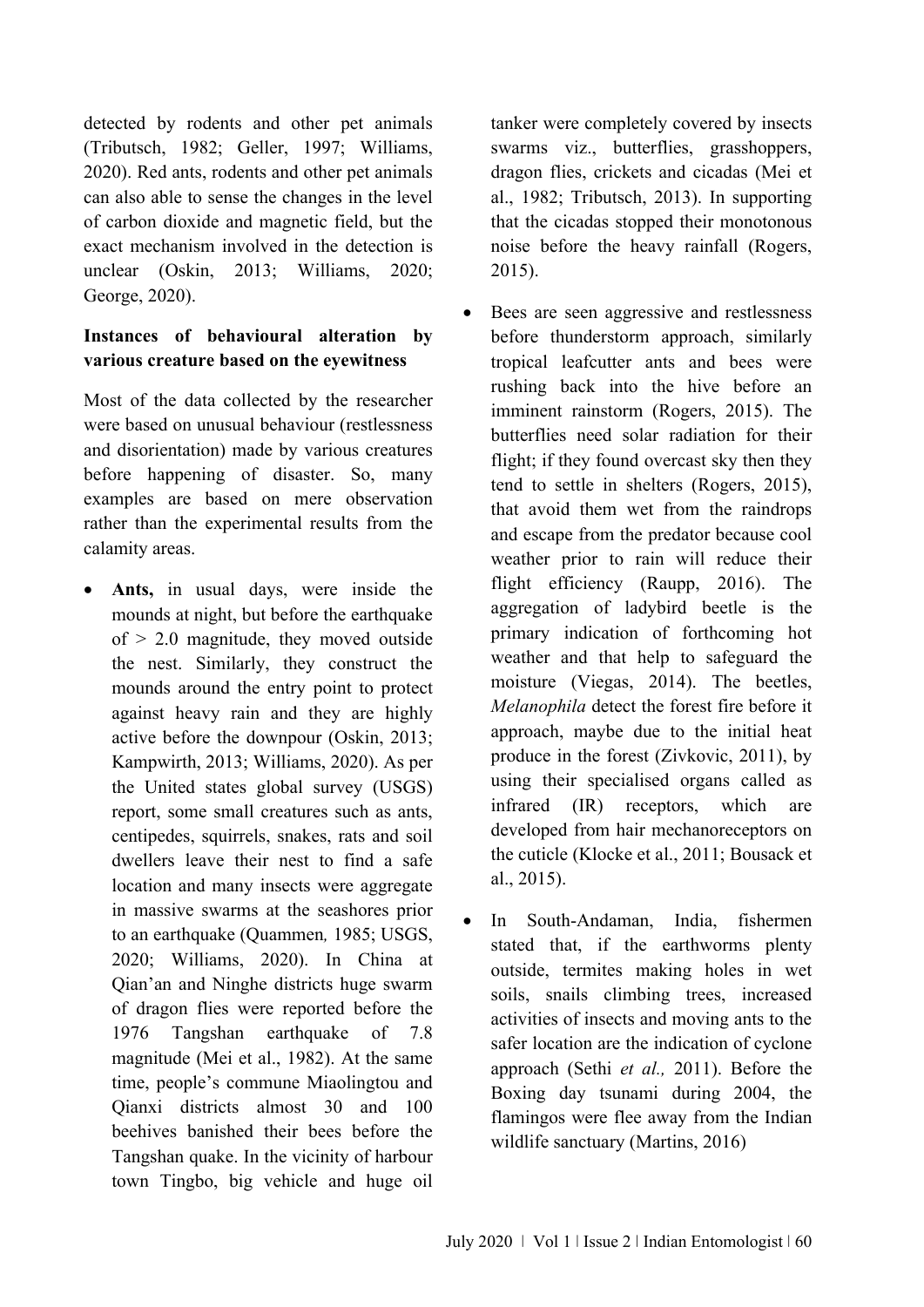detected by rodents and other pet animals (Tributsch, 1982; Geller, 1997; Williams, 2020). Red ants, rodents and other pet animals can also able to sense the changes in the level of carbon dioxide and magnetic field, but the exact mechanism involved in the detection is unclear (Oskin, 2013; Williams, 2020; George, 2020).

**Instances of behavioural alteration by various creature based on the eyewitness**

Most of the data collected by the researcher were based on unusual behaviour (restlessness and disorientation) made by various creatures before happening of disaster. So, many examples are based on mere observation rather than the experimental results from the calamity areas.

- **Ants,** in usual days, were inside the mounds at night, but before the earthquake of > 2.0 magnitude, they moved outside the nest. Similarly, they construct the mounds around the entry point to protect against heavy rain and they are highly active before the downpour (Oskin, 2013; Kampwirth, 2013; Williams, 2020). As per the United states global survey (USGS) report, some small creatures such as ants, centipedes, squirrels, snakes, rats and soil dwellers leave their nest to find a safe location and many insects were aggregate in massive swarms at the seashores prior to an earthquake (Quammen*,* 1985; USGS, 2020; Williams, 2020). In China at Qian'an and Ninghe districts huge swarm of dragon flies were reported before the 1976 Tangshan earthquake of 7.8 magnitude (Mei et al., 1982). At the same time, people's commune Miaolingtou and Qianxi districts almost 30 and 100 beehives banished their bees before the Tangshan quake. In the vicinity of harbour town Tingbo, big vehicle and huge oil tanker were completely covered by insects swarms viz., butterflies, grasshoppers, dragon flies, crickets and cicadas (Mei et al., 1982; Tributsch, 2013). In supporting that the cicadas stopped their monotonous noise before the heavy rainfall (Rogers, 2015).

- Bees are seen aggressive and restlessness before thunderstorm approach, similarly tropical leafcutter ants and bees were rushing back into the hive before an imminent rainstorm (Rogers, 2015). The butterflies need solar radiation for their flight; if they found overcast sky then they tend to settle in shelters (Rogers, 2015), that avoid them wet from the raindrops and escape from the predator because cool weather prior to rain will reduce their flight efficiency (Raupp, 2016). The aggregation of ladybird beetle is the primary indication of forthcoming hot weather and that help to safeguard the moisture (Viegas, 2014). The beetles, *Melanophila* detect the forest fire before it approach, maybe due to the initial heat produce in the forest (Zivkovic, 2011), by using their specialised organs called as infrared (IR) receptors, which are developed from hair mechanoreceptors on the cuticle (Klocke et al., 2011; Bousack et al., 2015).

- In South-Andaman, India, fishermen stated that, if the earthworms plenty outside, termites making holes in wet soils, snails climbing trees, increased activities of insects and moving ants to the safer location are the indication of cyclone approach (Sethi *et al.,* 2011). Before the Boxing day tsunami during 2004, the flamingos were flee away from the Indian wildlife sanctuary (Martins, 2016)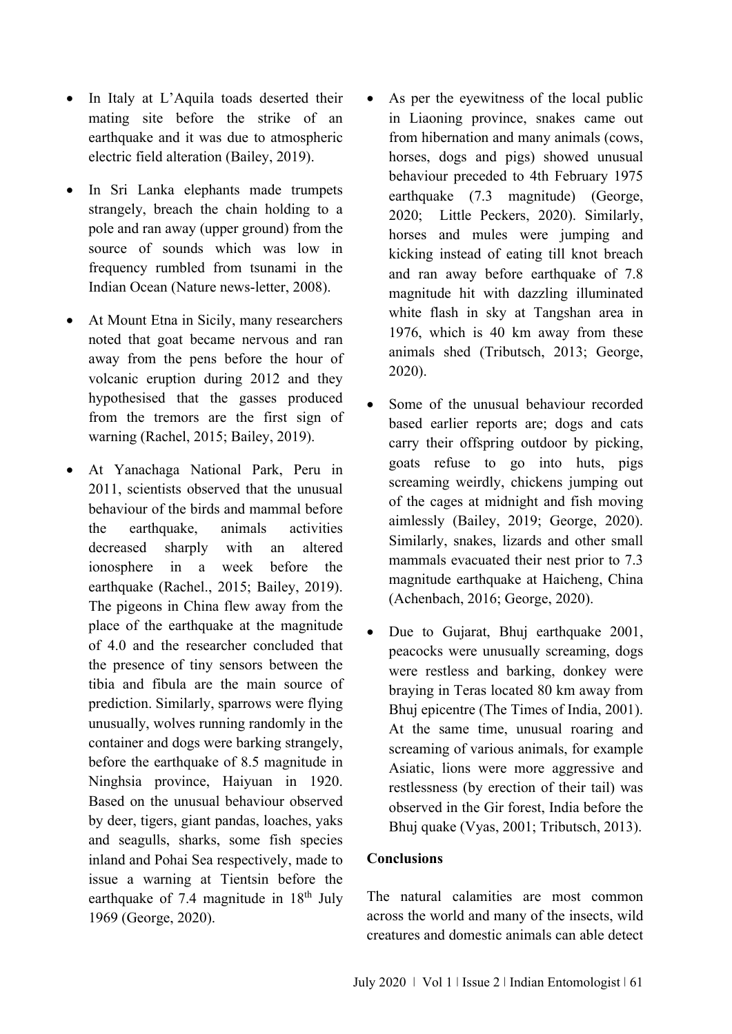- In Italy at L'Aquila toads deserted their mating site before the strike of an earthquake and it was due to atmospheric electric field alteration (Bailey, 2019).
- In Sri Lanka elephants made trumpets strangely, breach the chain holding to a pole and ran away (upper ground) from the source of sounds which was low in frequency rumbled from tsunami in the Indian Ocean (Nature news-letter, 2008).
- At Mount Etna in Sicily, many researchers noted that goat became nervous and ran away from the pens before the hour of volcanic eruption during 2012 and they hypothesised that the gasses produced from the tremors are the first sign of warning (Rachel, 2015; Bailey, 2019).
- At Yanachaga National Park, Peru in 2011, scientists observed that the unusual behaviour of the birds and mammal before the earthquake, animals activities decreased sharply with an altered ionosphere in a week before the earthquake (Rachel., 2015; Bailey, 2019). The pigeons in China flew away from the place of the earthquake at the magnitude of 4.0 and the researcher concluded that the presence of tiny sensors between the tibia and fibula are the main source of prediction. Similarly, sparrows were flying unusually, wolves running randomly in the container and dogs were barking strangely, before the earthquake of 8.5 magnitude in Ninghsia province, Haiyuan in 1920. Based on the unusual behaviour observed by deer, tigers, giant pandas, loaches, yaks and seagulls, sharks, some fish species inland and Pohai Sea respectively, made to issue a warning at Tientsin before the earthquake of 7.4 magnitude in 18th July 1969 (George, 2020).
- As per the eyewitness of the local public in Liaoning province, snakes came out from hibernation and many animals (cows, horses, dogs and pigs) showed unusual behaviour preceded to 4th February 1975 earthquake (7.3 magnitude) (George, 2020; Little Peckers, 2020). Similarly, horses and mules were jumping and kicking instead of eating till knot breach and ran away before earthquake of 7.8 magnitude hit with dazzling illuminated white flash in sky at Tangshan area in 1976, which is 40 km away from these animals shed (Tributsch, 2013; George, 2020).
- Some of the unusual behaviour recorded based earlier reports are; dogs and cats carry their offspring outdoor by picking, goats refuse to go into huts, pigs screaming weirdly, chickens jumping out of the cages at midnight and fish moving aimlessly (Bailey, 2019; George, 2020). Similarly, snakes, lizards and other small mammals evacuated their nest prior to 7.3 magnitude earthquake at Haicheng, China (Achenbach, 2016; George, 2020).
- Due to Gujarat, Bhuj earthquake 2001, peacocks were unusually screaming, dogs were restless and barking, donkey were braying in Teras located 80 km away from Bhuj epicentre (The Times of India, 2001). At the same time, unusual roaring and screaming of various animals, for example Asiatic, lions were more aggressive and restlessness (by erection of their tail) was observed in the Gir forest, India before the Bhuj quake (Vyas, 2001; Tributsch, 2013).

**Conclusions**

The natural calamities are most common across the world and many of the insects, wild creatures and domestic animals can able detect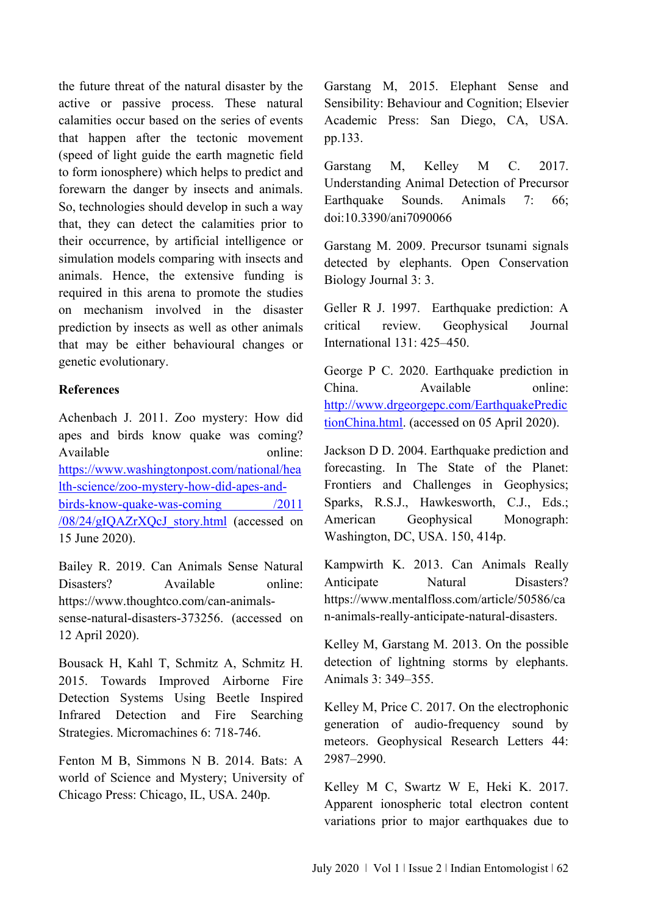the future threat of the natural disaster by the active or passive process. These natural calamities occur based on the series of events that happen after the tectonic movement (speed of light guide the earth magnetic field to form ionosphere) which helps to predict and forewarn the danger by insects and animals. So, technologies should develop in such a way that, they can detect the calamities prior to their occurrence, by artificial intelligence or simulation models comparing with insects and animals. Hence, the extensive funding is required in this arena to promote the studies on mechanism involved in the disaster prediction by insects as well as other animals that may be either behavioural changes or genetic evolutionary.

**References**

Achenbach J. 2011. Zoo mystery: How did apes and birds know quake was coming? Available online: https://www.washingtonpost.com/national/health-science/zoo-mystery-how-did-apes-and-birds-know-quake-was-coming/2011/08/24/gIQAZrXQcJ_story.html (accessed on 15 June 2020).

Bailey R. 2019. Can Animals Sense Natural Disasters? Available online: https://www.thoughtco.com/can-animals-sense-natural-disasters-373256. (accessed on 12 April 2020).

Bousack H, Kahl T, Schmitz A, Schmitz H. 2015. Towards Improved Airborne Fire Detection Systems Using Beetle Inspired Infrared Detection and Fire Searching Strategies. Micromachines 6: 718-746.

Fenton M B, Simmons N B. 2014. Bats: A world of Science and Mystery; University of Chicago Press: Chicago, IL, USA. 240p.

Garstang M, 2015. Elephant Sense and Sensibility: Behaviour and Cognition; Elsevier Academic Press: San Diego, CA, USA. pp.133.

Garstang M, Kelley M C. 2017. Understanding Animal Detection of Precursor Earthquake Sounds. Animals 7: 66; doi:10.3390/ani7090066

Garstang M. 2009. Precursor tsunami signals detected by elephants. Open Conservation Biology Journal 3: 3.

Geller R J. 1997. Earthquake prediction: A critical review. Geophysical Journal International 131: 425–450.

George P C. 2020. Earthquake prediction in China. Available online: http://www.drgeorgepc.com/EarthquakePredictionChina.html. (accessed on 05 April 2020).

Jackson D D. 2004. Earthquake prediction and forecasting. In The State of the Planet: Frontiers and Challenges in Geophysics; Sparks, R.S.J., Hawkesworth, C.J., Eds.; American Geophysical Monograph: Washington, DC, USA. 150, 414p.

Kampwirth K. 2013. Can Animals Really Anticipate Natural Disasters? https://www.mentalfloss.com/article/50586/can-animals-really-anticipate-natural-disasters.

Kelley M, Garstang M. 2013. On the possible detection of lightning storms by elephants. Animals 3: 349–355.

Kelley M, Price C. 2017. On the electrophonic generation of audio-frequency sound by meteors. Geophysical Research Letters 44: 2987–2990.

Kelley M C, Swartz W E, Heki K. 2017. Apparent ionospheric total electron content variations prior to major earthquakes due to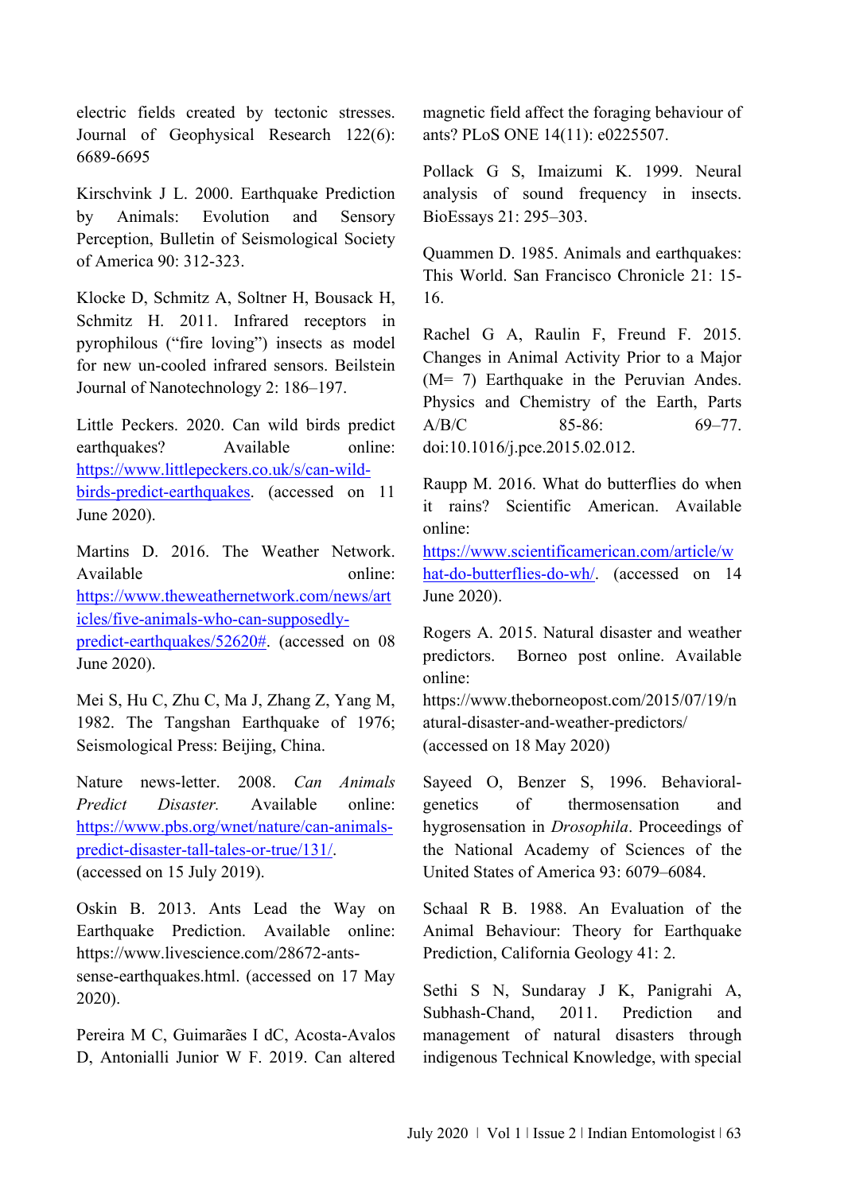electric fields created by tectonic stresses. Journal of Geophysical Research 122(6): 6689-6695

Kirschvink J L. 2000. Earthquake Prediction by Animals: Evolution and Sensory Perception, Bulletin of Seismological Society of America 90: 312-323.

Klocke D, Schmitz A, Soltner H, Bousack H, Schmitz H. 2011. Infrared receptors in pyrophilous ("fire loving") insects as model for new un-cooled infrared sensors. Beilstein Journal of Nanotechnology 2: 186–197.

Little Peckers. 2020. Can wild birds predict earthquakes? Available online: https://www.littlepeckers.co.uk/s/can-wild-birds-predict-earthquakes. (accessed on 11 June 2020).

Martins D. 2016. The Weather Network. Available online: https://www.theweathernetwork.com/news/articles/five-animals-who-can-supposedly-predict-earthquakes/52620#. (accessed on 08 June 2020).

Mei S, Hu C, Zhu C, Ma J, Zhang Z, Yang M, 1982. The Tangshan Earthquake of 1976; Seismological Press: Beijing, China.

Nature news-letter. 2008. *Can Animals Predict Disaster.* Available online: https://www.pbs.org/wnet/nature/can-animals-predict-disaster-tall-tales-or-true/131/. (accessed on 15 July 2019).

Oskin B. 2013. Ants Lead the Way on Earthquake Prediction. Available online: https://www.livescience.com/28672-ants-sense-earthquakes.html. (accessed on 17 May 2020).

Pereira M C, Guimarães I dC, Acosta-Avalos D, Antonialli Junior W F. 2019. Can altered magnetic field affect the foraging behaviour of ants? PLoS ONE 14(11): e0225507.

Pollack G S, Imaizumi K. 1999. Neural analysis of sound frequency in insects. BioEssays 21: 295–303.

Quammen D. 1985. Animals and earthquakes: This World. San Francisco Chronicle 21: 15-16.

Rachel G A, Raulin F, Freund F. 2015. Changes in Animal Activity Prior to a Major (M= 7) Earthquake in the Peruvian Andes. Physics and Chemistry of the Earth, Parts A/B/C 85-86: 69–77. doi:10.1016/j.pce.2015.02.012.

Raupp M. 2016. What do butterflies do when it rains? Scientific American. Available online: https://www.scientificamerican.com/article/what-do-butterflies-do-wh/. (accessed on 14 June 2020).

Rogers A. 2015. Natural disaster and weather predictors. Borneo post online. Available online: https://www.theborneopost.com/2015/07/19/natural-disaster-and-weather-predictors/ (accessed on 18 May 2020)

Sayeed O, Benzer S, 1996. Behavioral-genetics of thermosensation and hygrosensation in *Drosophila*. Proceedings of the National Academy of Sciences of the United States of America 93: 6079–6084.

Schaal R B. 1988. An Evaluation of the Animal Behaviour: Theory for Earthquake Prediction, California Geology 41: 2.

Sethi S N, Sundaray J K, Panigrahi A, Subhash-Chand, 2011. Prediction and management of natural disasters through indigenous Technical Knowledge, with special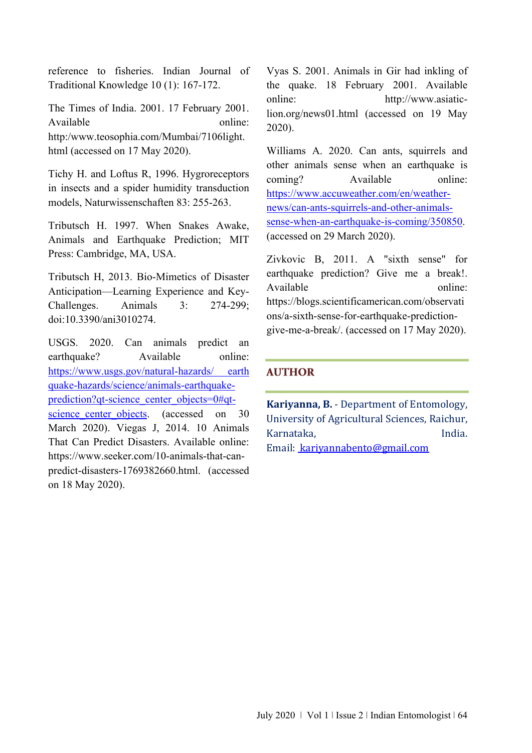reference to fisheries. Indian Journal of Traditional Knowledge 10 (1): 167-172.

The Times of India. 2001. 17 February 2001. Available online: http:/www.teosophia.com/Mumbai/7106light.html (accessed on 17 May 2020).

Tichy H. and Loftus R, 1996. Hygroreceptors in insects and a spider humidity transduction models, Naturwissenschaften 83: 255-263.

Tributsch H. 1997. When Snakes Awake, Animals and Earthquake Prediction; MIT Press: Cambridge, MA, USA.

Tributsch H, 2013. Bio-Mimetics of Disaster Anticipation—Learning Experience and Key-Challenges. Animals 3: 274-299; doi:10.3390/ani3010274.

USGS. 2020. Can animals predict an earthquake? Available online: [https://www.usgs.gov/natural-hazards/ earthquake-hazards/science/animals-earthquake-prediction?qt-science_center_objects=0#qt-science_center_objects](https://www.usgs.gov/natural-hazards/earthquake-hazards/science/animals-earthquake-prediction?qt-science_center_objects=0#qt-science_center_objects). (accessed on 30 March 2020). Viegas J, 2014. 10 Animals That Can Predict Disasters. Available online: https://www.seeker.com/10-animals-that-can-predict-disasters-1769382660.html. (accessed on 18 May 2020).

Vyas S. 2001. Animals in Gir had inkling of the quake. 18 February 2001. Available online: http://www.asiatic-lion.org/news01.html (accessed on 19 May 2020).

Williams A. 2020. Can ants, squirrels and other animals sense when an earthquake is coming? Available online: [https://www.accuweather.com/en/weather-news/can-ants-squirrels-and-other-animals-sense-when-an-earthquake-is-coming/350850](https://www.accuweather.com/en/weather-news/can-ants-squirrels-and-other-animals-sense-when-an-earthquake-is-coming/350850). (accessed on 29 March 2020).

Zivkovic B, 2011. A "sixth sense" for earthquake prediction? Give me a break!. Available online: https://blogs.scientificamerican.com/observations/a-sixth-sense-for-earthquake-prediction-give-me-a-break/. (accessed on 17 May 2020).

## AUTHOR

**Kariyanna, B.** - Department of Entomology, University of Agricultural Sciences, Raichur, Karnataka, India.
Email: [kariyannabento@gmail.com](mailto:kariyannabento@gmail.com)